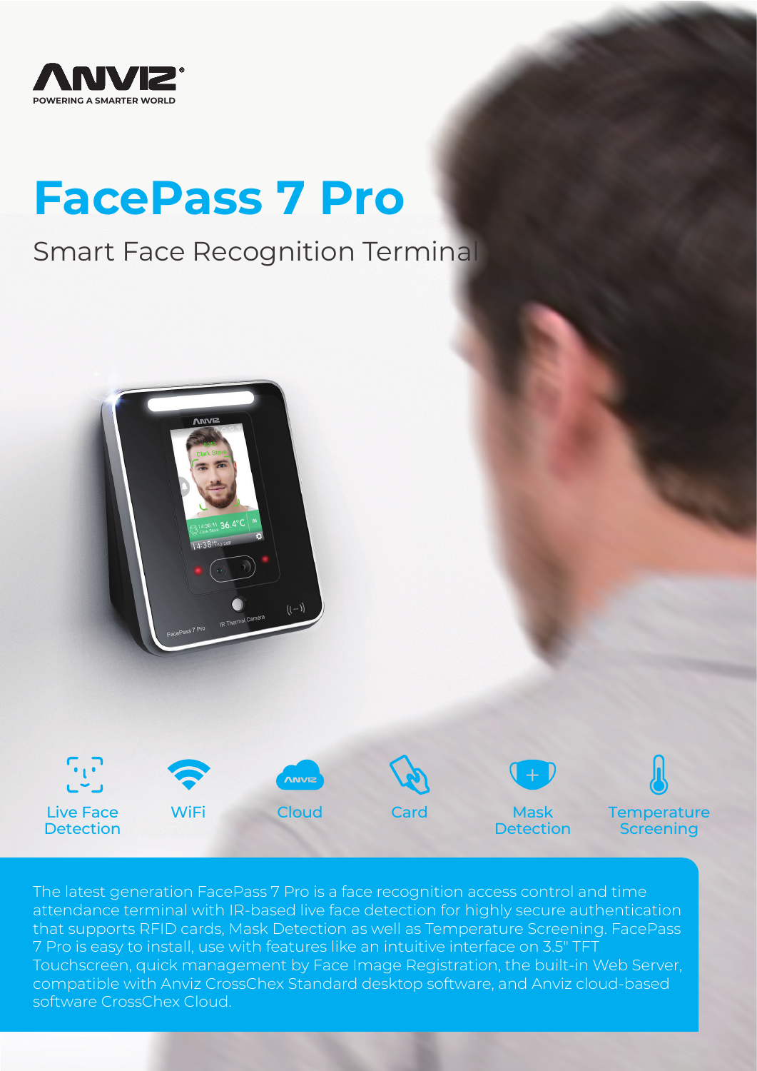ANVIZ

POWERING A SMARTER WORLD

# FacePass 7 Pro

## Smart Face Recognition Terminal

- Live Face Detection
- WiFi
- Cloud
- Card
- Mask Detection
- Temperature Screening

The latest generation FacePass 7 Pro is a face recognition access control and time attendance terminal with IR-based live face detection for highly secure authentication that supports RFID cards, Mask Detection as well as Temperature Screening. FacePass 7 Pro is easy to install, use with features like an intuitive interface on 3.5" TFT Touchscreen, quick management by Face Image Registration, the built-in Web Server, compatible with Anviz CrossChex Standard desktop software, and Anviz cloud-based software CrossChex Cloud.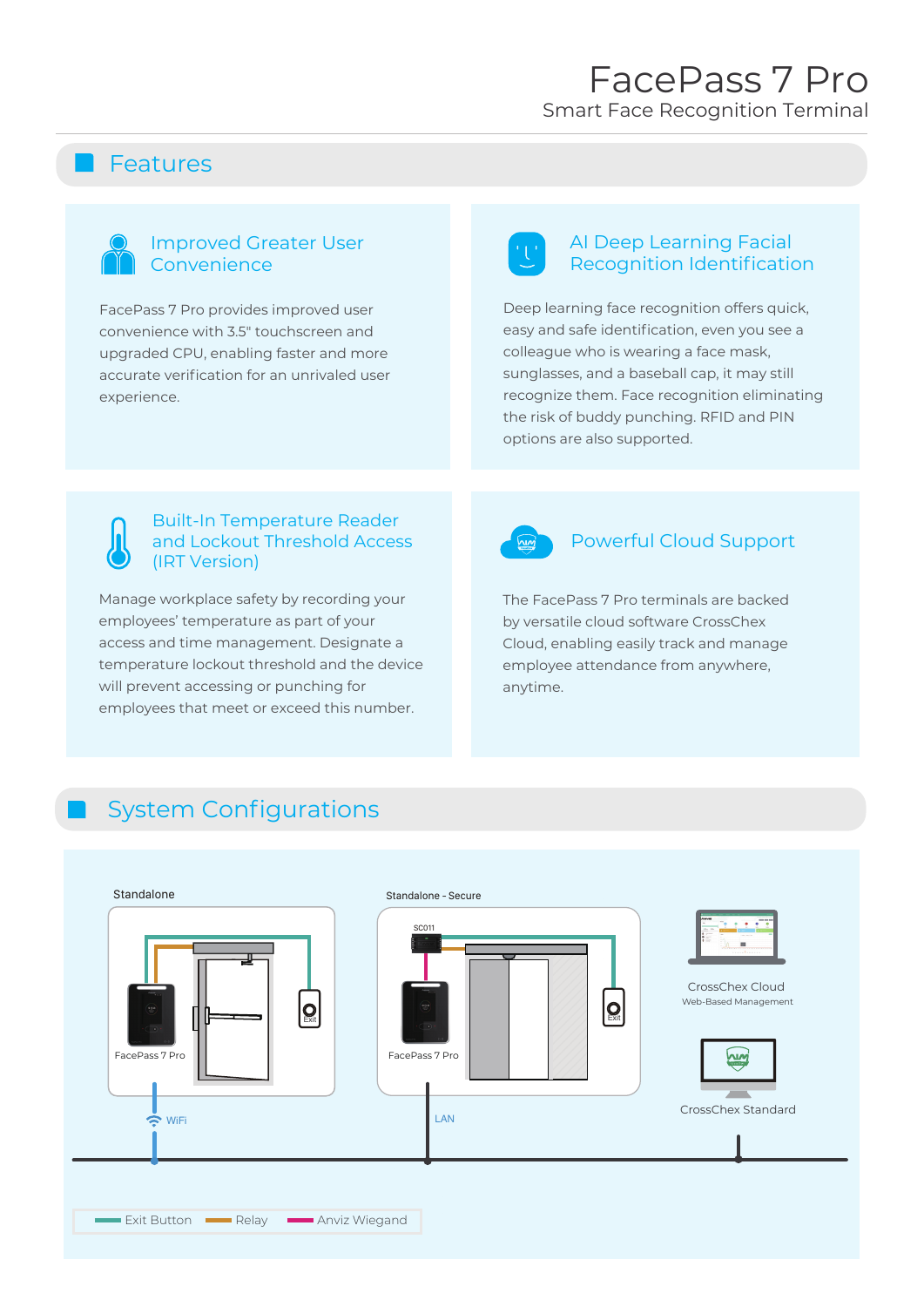# FacePass 7 Pro

Smart Face Recognition Terminal

## Features

### Improved Greater User Convenience

FacePass 7 Pro provides improved user convenience with 3.5" touchscreen and upgraded CPU, enabling faster and more accurate verification for an unrivaled user experience.

### AI Deep Learning Facial Recognition Identification

Deep learning face recognition offers quick, easy and safe identification, even you see a colleague who is wearing a face mask, sunglasses, and a baseball cap, it may still recognize them. Face recognition eliminating the risk of buddy punching. RFID and PIN options are also supported.

### Built-In Temperature Reader and Lockout Threshold Access (IRT Version)

Manage workplace safety by recording your employees' temperature as part of your access and time management. Designate a temperature lockout threshold and the device will prevent accessing or punching for employees that meet or exceed this number.

### Powerful Cloud Support

The FacePass 7 Pro terminals are backed by versatile cloud software CrossChex Cloud, enabling easily track and manage employee attendance from anywhere, anytime.

## System Configurations

Standalone

FacePass 7 Pro

Exit

WiFi

Standalone - Secure

SC011

FacePass 7 Pro

Exit

LAN

CrossChex Cloud

Web-Based Management

CrossChex Standard

Exit Button | Relay | Anviz Wiegand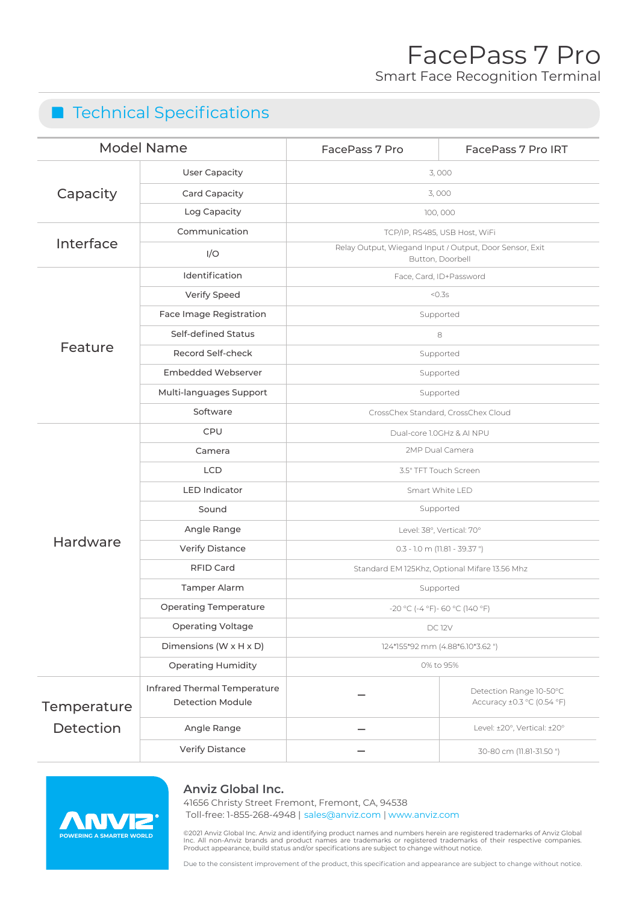# FacePass 7 Pro

Smart Face Recognition Terminal

## Technical Specifications

| Model Name | | FacePass 7 Pro | FacePass 7 Pro IRT |
|---|---|---|---|
| Capacity | User Capacity | 3, 000 | |
| | Card Capacity | 3, 000 | |
| | Log Capacity | 100, 000 | |
| Interface | Communication | TCP/IP, RS485, USB Host, WiFi | |
| | I/O | Relay Output, Wiegand Input / Output, Door Sensor, Exit Button, Doorbell | |
| Feature | Identification | Face, Card, ID+Password | |
| | Verify Speed | <0.3s | |
| | Face Image Registration | Supported | |
| | Self-defined Status | 8 | |
| | Record Self-check | Supported | |
| | Embedded Webserver | Supported | |
| | Multi-languages Support | Supported | |
| | Software | CrossChex Standard, CrossChex Cloud | |
| Hardware | CPU | Dual-core 1.0GHz & AI NPU | |
| | Camera | 2MP Dual Camera | |
| | LCD | 3.5" TFT Touch Screen | |
| | LED Indicator | Smart White LED | |
| | Sound | Supported | |
| | Angle Range | Level: 38°, Vertical: 70° | |
| | Verify Distance | 0.3 - 1.0 m (11.81 - 39.37 ") | |
| | RFID Card | Standard EM 125Khz, Optional Mifare 13.56 Mhz | |
| | Tamper Alarm | Supported | |
| | Operating Temperature | -20 °C (-4 °F)- 60 °C (140 °F) | |
| | Operating Voltage | DC 12V | |
| | Dimensions (W x H x D) | 124*155*92 mm (4.88*6.10*3.62 ") | |
| | Operating Humidity | 0% to 95% | |
| Temperature Detection | Infrared Thermal Temperature Detection Module | — | Detection Range 10-50°C Accuracy ±0.3 °C (0.54 °F) |
| | Angle Range | — | Level: ±20°, Vertical: ±20° |
| | Verify Distance | — | 30-80 cm (11.81-31.50 ") |

ANVIZ
POWERING A SMARTER WORLD

**Anviz Global Inc.**

41656 Christy Street Fremont, Fremont, CA, 94538

Toll-free: 1-855-268-4948 | sales@anviz.com | www.anviz.com

©2021 Anviz Global Inc. Anviz and identifying product names and numbers herein are registered trademarks of Anviz Global Inc. All non-Anviz brands and product names are trademarks or registered trademarks of their respective companies. Product appearance, build status and/or specifications are subject to change without notice.

Due to the consistent improvement of the product, this specification and appearance are subject to change without notice.